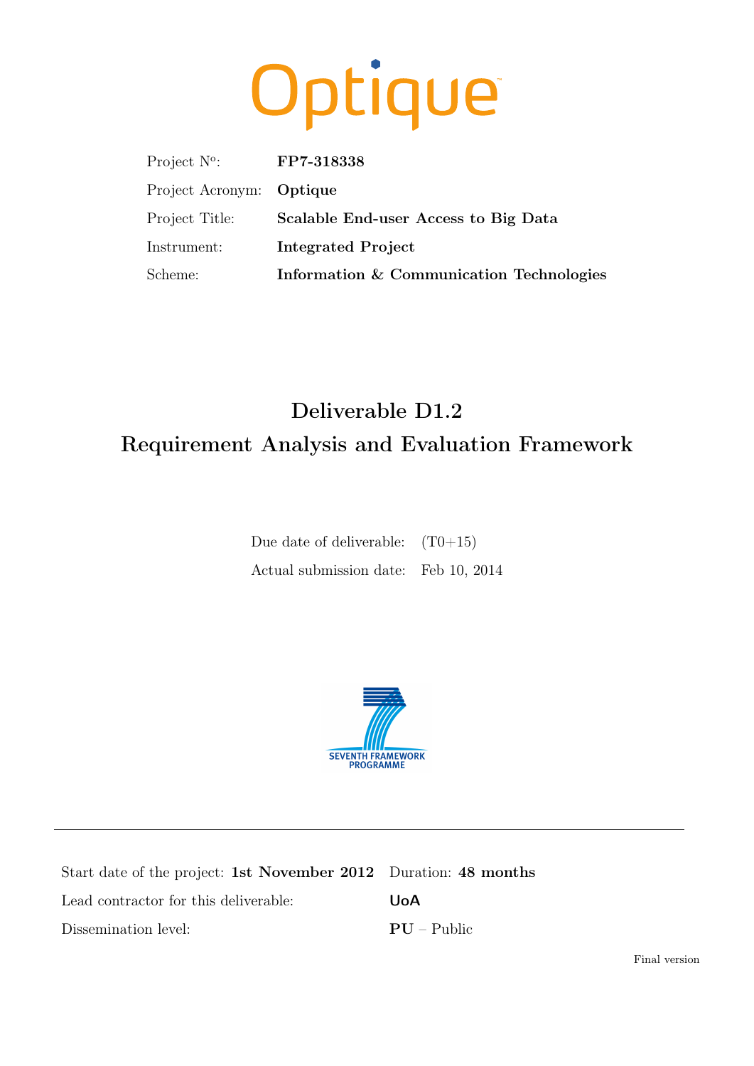Optique

| | |
|---|---|
| Project N°: | **FP7-318338** |
| Project Acronym: | **Optique** |
| Project Title: | **Scalable End-user Access to Big Data** |
| Instrument: | **Integrated Project** |
| Scheme: | **Information & Communication Technologies** |

# Deliverable D1.2
# Requirement Analysis and Evaluation Framework

| | |
|---|---|
| Due date of deliverable: | (T0+15) |
| Actual submission date: | Feb 10, 2014 |

SEVENTH FRAMEWORK PROGRAMME

| | |
|---|---|
| Start date of the project: **1st November 2012** | Duration: **48 months** |
| Lead contractor for this deliverable: | **UoA** |
| Dissemination level: | **PU** – Public |

Final version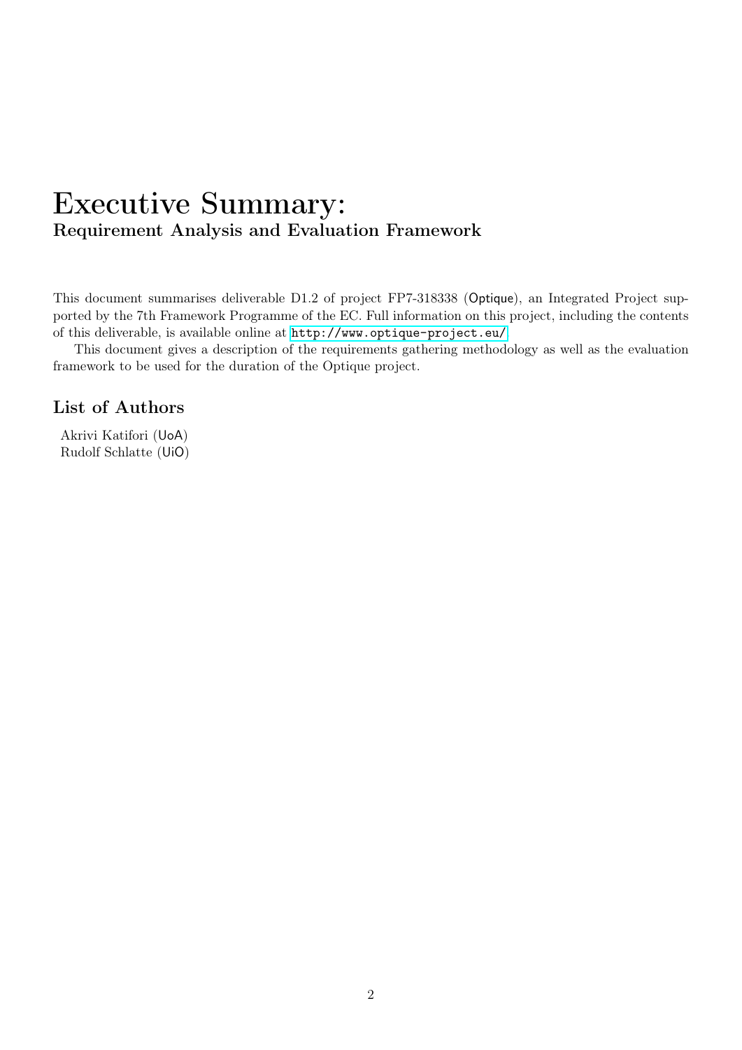# Executive Summary:

## Requirement Analysis and Evaluation Framework

This document summarises deliverable D1.2 of project FP7-318338 (Optique), an Integrated Project supported by the 7th Framework Programme of the EC. Full information on this project, including the contents of this deliverable, is available online at http://www.optique-project.eu/

This document gives a description of the requirements gathering methodology as well as the evaluation framework to be used for the duration of the Optique project.

## List of Authors

Akrivi Katifori (UoA)
Rudolf Schlatte (UiO)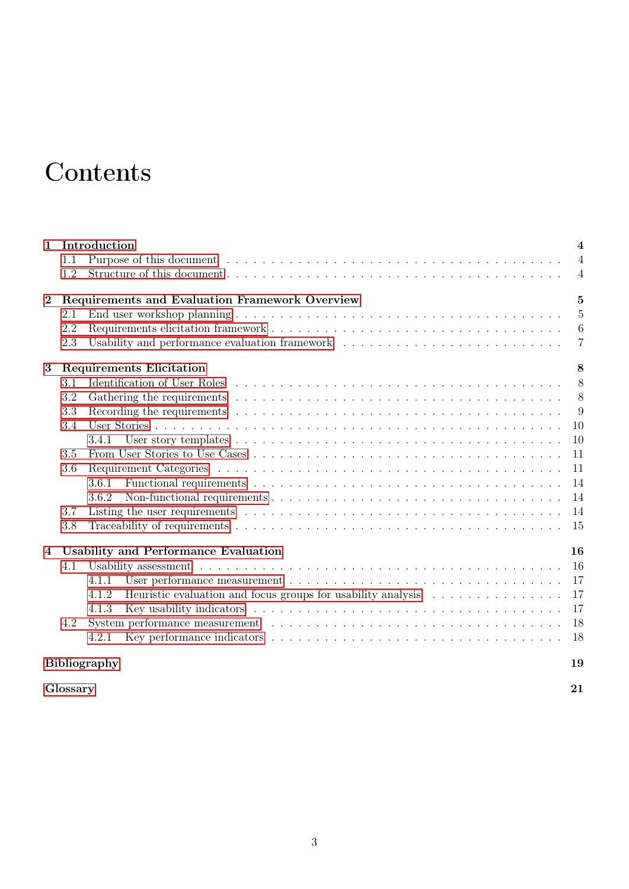# Contents

- **1 Introduction** — **4**
  - 1.1 Purpose of this document — 4
  - 1.2 Structure of this document — 4
- **2 Requirements and Evaluation Framework Overview** — **5**
  - 2.1 End user workshop planning — 5
  - 2.2 Requirements elicitation framework — 6
  - 2.3 Usability and performance evaluation framework — 7
- **3 Requirements Elicitation** — **8**
  - 3.1 Identification of User Roles — 8
  - 3.2 Gathering the requirements — 8
  - 3.3 Recording the requirements — 9
  - 3.4 User Stories — 10
    - 3.4.1 User story templates — 10
  - 3.5 From User Stories to Use Cases — 11
  - 3.6 Requirement Categories — 11
    - 3.6.1 Functional requirements — 14
    - 3.6.2 Non-functional requirements — 14
  - 3.7 Listing the user requirements — 14
  - 3.8 Traceability of requirements — 15
- **4 Usability and Performance Evaluation** — **16**
  - 4.1 Usability assessment — 16
    - 4.1.1 User performance measurement — 17
    - 4.1.2 Heuristic evaluation and focus groups for usability analysis — 17
    - 4.1.3 Key usability indicators — 17
  - 4.2 System performance measurement — 18
    - 4.2.1 Key performance indicators — 18
- **Bibliography** — **19**
- **Glossary** — **21**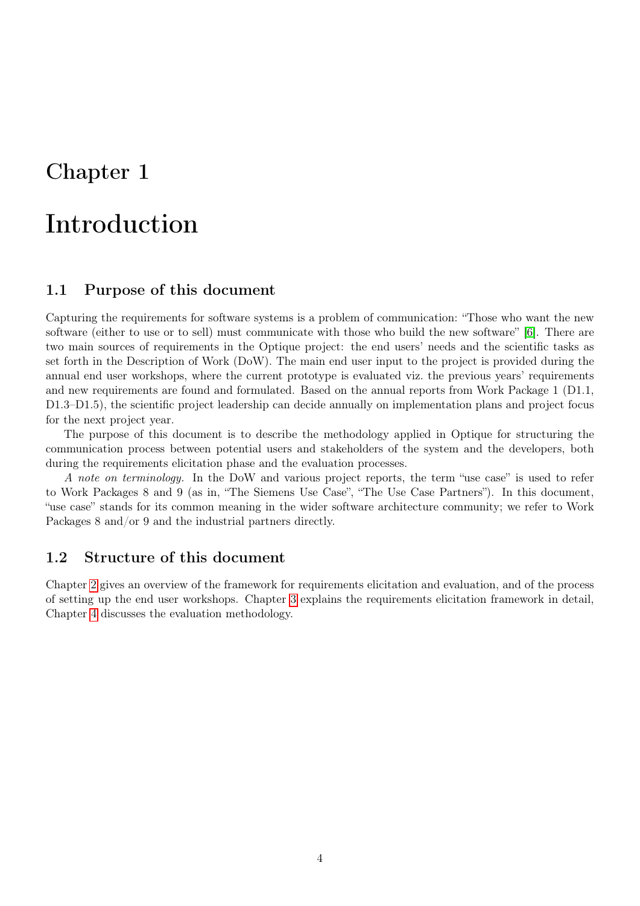# Chapter 1

# Introduction

## 1.1 Purpose of this document

Capturing the requirements for software systems is a problem of communication: "Those who want the new software (either to use or to sell) must communicate with those who build the new software" [6]. There are two main sources of requirements in the Optique project: the end users' needs and the scientific tasks as set forth in the Description of Work (DoW). The main end user input to the project is provided during the annual end user workshops, where the current prototype is evaluated viz. the previous years' requirements and new requirements are found and formulated. Based on the annual reports from Work Package 1 (D1.1, D1.3–D1.5), the scientific project leadership can decide annually on implementation plans and project focus for the next project year.

The purpose of this document is to describe the methodology applied in Optique for structuring the communication process between potential users and stakeholders of the system and the developers, both during the requirements elicitation phase and the evaluation processes.

*A note on terminology.* In the DoW and various project reports, the term "use case" is used to refer to Work Packages 8 and 9 (as in, "The Siemens Use Case", "The Use Case Partners"). In this document, "use case" stands for its common meaning in the wider software architecture community; we refer to Work Packages 8 and/or 9 and the industrial partners directly.

## 1.2 Structure of this document

Chapter 2 gives an overview of the framework for requirements elicitation and evaluation, and of the process of setting up the end user workshops. Chapter 3 explains the requirements elicitation framework in detail, Chapter 4 discusses the evaluation methodology.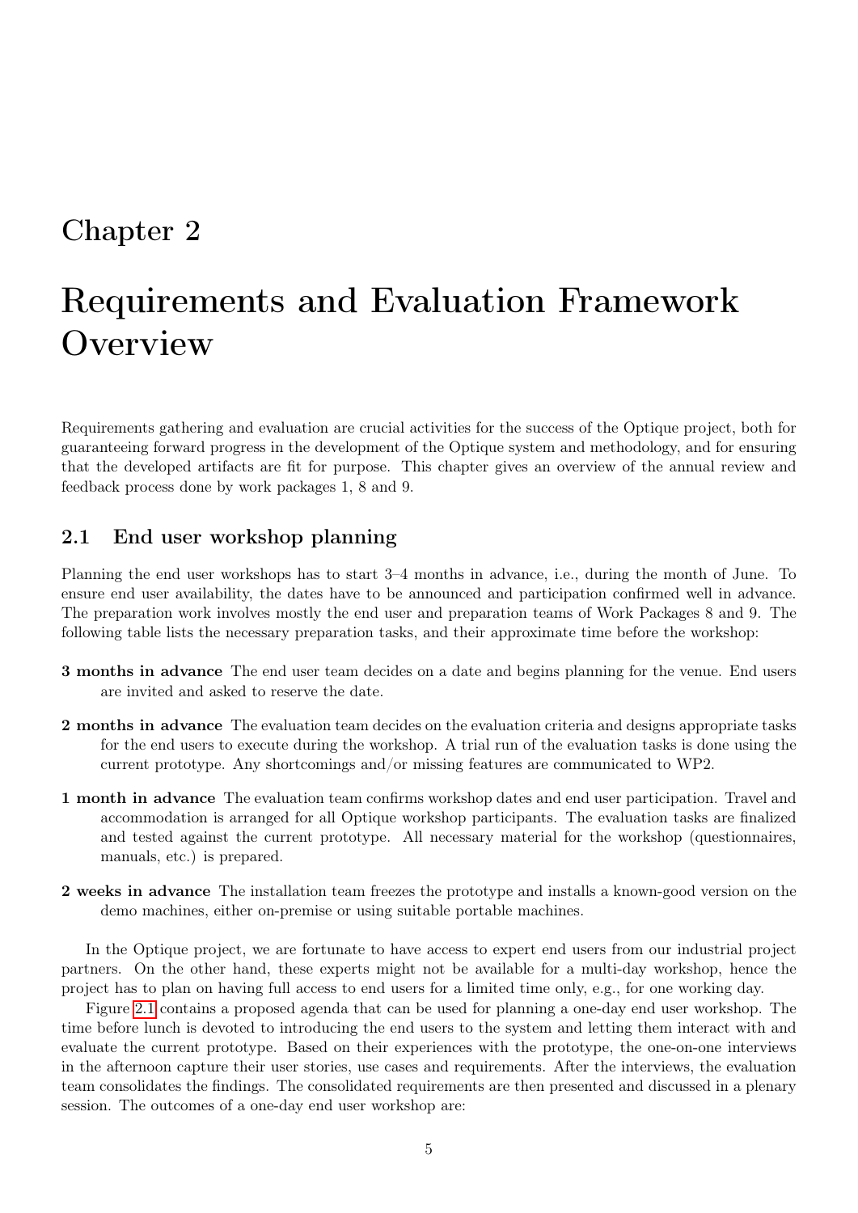# Chapter 2

# Requirements and Evaluation Framework Overview

Requirements gathering and evaluation are crucial activities for the success of the Optique project, both for guaranteeing forward progress in the development of the Optique system and methodology, and for ensuring that the developed artifacts are fit for purpose. This chapter gives an overview of the annual review and feedback process done by work packages 1, 8 and 9.

## 2.1 End user workshop planning

Planning the end user workshops has to start 3–4 months in advance, i.e., during the month of June. To ensure end user availability, the dates have to be announced and participation confirmed well in advance. The preparation work involves mostly the end user and preparation teams of Work Packages 8 and 9. The following table lists the necessary preparation tasks, and their approximate time before the workshop:

**3 months in advance** The end user team decides on a date and begins planning for the venue. End users are invited and asked to reserve the date.

**2 months in advance** The evaluation team decides on the evaluation criteria and designs appropriate tasks for the end users to execute during the workshop. A trial run of the evaluation tasks is done using the current prototype. Any shortcomings and/or missing features are communicated to WP2.

**1 month in advance** The evaluation team confirms workshop dates and end user participation. Travel and accommodation is arranged for all Optique workshop participants. The evaluation tasks are finalized and tested against the current prototype. All necessary material for the workshop (questionnaires, manuals, etc.) is prepared.

**2 weeks in advance** The installation team freezes the prototype and installs a known-good version on the demo machines, either on-premise or using suitable portable machines.

In the Optique project, we are fortunate to have access to expert end users from our industrial project partners. On the other hand, these experts might not be available for a multi-day workshop, hence the project has to plan on having full access to end users for a limited time only, e.g., for one working day.

Figure 2.1 contains a proposed agenda that can be used for planning a one-day end user workshop. The time before lunch is devoted to introducing the end users to the system and letting them interact with and evaluate the current prototype. Based on their experiences with the prototype, the one-on-one interviews in the afternoon capture their user stories, use cases and requirements. After the interviews, the evaluation team consolidates the findings. The consolidated requirements are then presented and discussed in a plenary session. The outcomes of a one-day end user workshop are: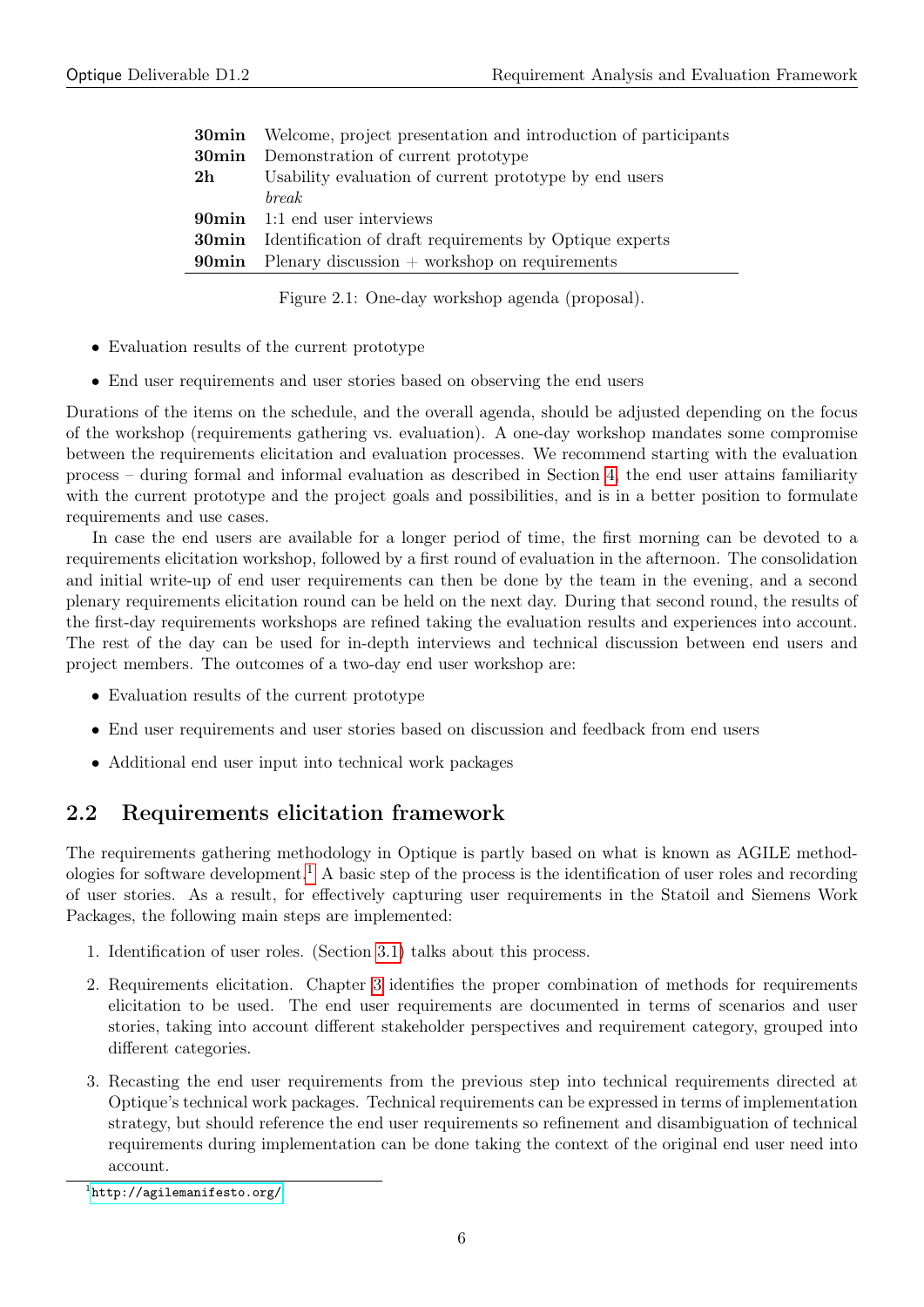| | |
|---|---|
| **30min** | Welcome, project presentation and introduction of participants |
| **30min** | Demonstration of current prototype |
| **2h** | Usability evaluation of current prototype by end users |
| | *break* |
| **90min** | 1:1 end user interviews |
| **30min** | Identification of draft requirements by Optique experts |
| **90min** | Plenary discussion + workshop on requirements |

Figure 2.1: One-day workshop agenda (proposal).

- Evaluation results of the current prototype
- End user requirements and user stories based on observing the end users

Durations of the items on the schedule, and the overall agenda, should be adjusted depending on the focus of the workshop (requirements gathering vs. evaluation). A one-day workshop mandates some compromise between the requirements elicitation and evaluation processes. We recommend starting with the evaluation process – during formal and informal evaluation as described in Section 4, the end user attains familiarity with the current prototype and the project goals and possibilities, and is in a better position to formulate requirements and use cases.

In case the end users are available for a longer period of time, the first morning can be devoted to a requirements elicitation workshop, followed by a first round of evaluation in the afternoon. The consolidation and initial write-up of end user requirements can then be done by the team in the evening, and a second plenary requirements elicitation round can be held on the next day. During that second round, the results of the first-day requirements workshops are refined taking the evaluation results and experiences into account. The rest of the day can be used for in-depth interviews and technical discussion between end users and project members. The outcomes of a two-day end user workshop are:

- Evaluation results of the current prototype
- End user requirements and user stories based on discussion and feedback from end users
- Additional end user input into technical work packages

## 2.2 Requirements elicitation framework

The requirements gathering methodology in Optique is partly based on what is known as AGILE methodologies for software development.[1] A basic step of the process is the identification of user roles and recording of user stories. As a result, for effectively capturing user requirements in the Statoil and Siemens Work Packages, the following main steps are implemented:

1. Identification of user roles. (Section 3.1) talks about this process.
2. Requirements elicitation. Chapter 3 identifies the proper combination of methods for requirements elicitation to be used. The end user requirements are documented in terms of scenarios and user stories, taking into account different stakeholder perspectives and requirement category, grouped into different categories.
3. Recasting the end user requirements from the previous step into technical requirements directed at Optique's technical work packages. Technical requirements can be expressed in terms of implementation strategy, but should reference the end user requirements so refinement and disambiguation of technical requirements during implementation can be done taking the context of the original end user need into account.

[1] http://agilemanifesto.org/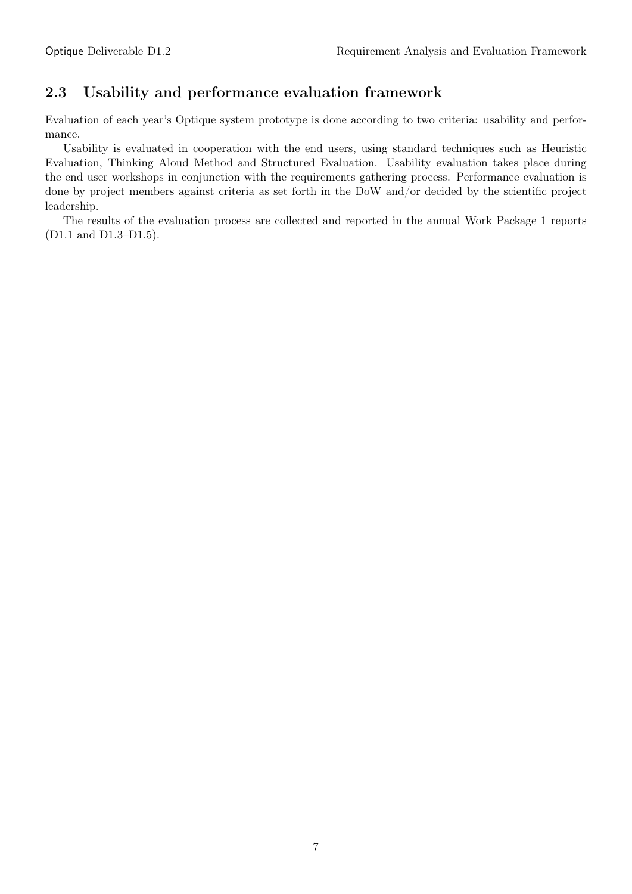## 2.3 Usability and performance evaluation framework

Evaluation of each year's Optique system prototype is done according to two criteria: usability and performance.

Usability is evaluated in cooperation with the end users, using standard techniques such as Heuristic Evaluation, Thinking Aloud Method and Structured Evaluation. Usability evaluation takes place during the end user workshops in conjunction with the requirements gathering process. Performance evaluation is done by project members against criteria as set forth in the DoW and/or decided by the scientific project leadership.

The results of the evaluation process are collected and reported in the annual Work Package 1 reports (D1.1 and D1.3–D1.5).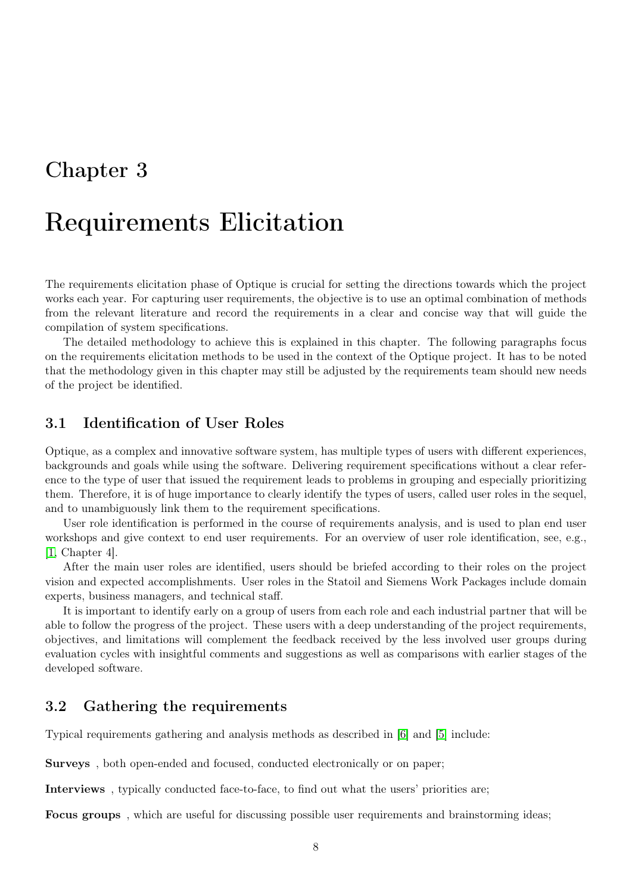# Chapter 3

# Requirements Elicitation

The requirements elicitation phase of Optique is crucial for setting the directions towards which the project works each year. For capturing user requirements, the objective is to use an optimal combination of methods from the relevant literature and record the requirements in a clear and concise way that will guide the compilation of system specifications.

The detailed methodology to achieve this is explained in this chapter. The following paragraphs focus on the requirements elicitation methods to be used in the context of the Optique project. It has to be noted that the methodology given in this chapter may still be adjusted by the requirements team should new needs of the project be identified.

## 3.1 Identification of User Roles

Optique, as a complex and innovative software system, has multiple types of users with different experiences, backgrounds and goals while using the software. Delivering requirement specifications without a clear reference to the type of user that issued the requirement leads to problems in grouping and especially prioritizing them. Therefore, it is of huge importance to clearly identify the types of users, called user roles in the sequel, and to unambiguously link them to the requirement specifications.

User role identification is performed in the course of requirements analysis, and is used to plan end user workshops and give context to end user requirements. For an overview of user role identification, see, e.g., [1, Chapter 4].

After the main user roles are identified, users should be briefed according to their roles on the project vision and expected accomplishments. User roles in the Statoil and Siemens Work Packages include domain experts, business managers, and technical staff.

It is important to identify early on a group of users from each role and each industrial partner that will be able to follow the progress of the project. These users with a deep understanding of the project requirements, objectives, and limitations will complement the feedback received by the less involved user groups during evaluation cycles with insightful comments and suggestions as well as comparisons with earlier stages of the developed software.

## 3.2 Gathering the requirements

Typical requirements gathering and analysis methods as described in [6] and [5] include:

**Surveys** , both open-ended and focused, conducted electronically or on paper;

**Interviews** , typically conducted face-to-face, to find out what the users' priorities are;

**Focus groups** , which are useful for discussing possible user requirements and brainstorming ideas;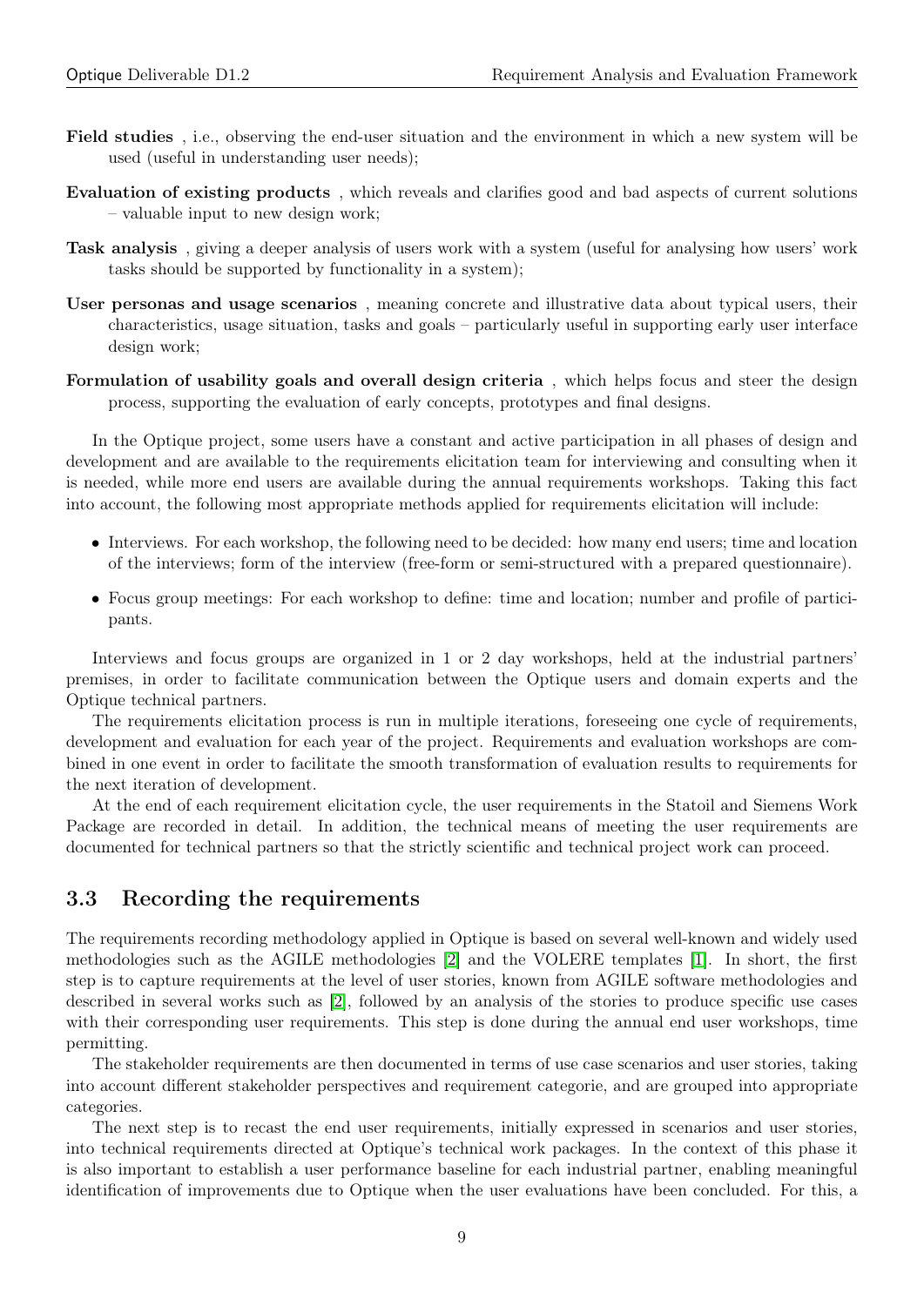**Field studies** , i.e., observing the end-user situation and the environment in which a new system will be used (useful in understanding user needs);

**Evaluation of existing products** , which reveals and clarifies good and bad aspects of current solutions – valuable input to new design work;

**Task analysis** , giving a deeper analysis of users work with a system (useful for analysing how users' work tasks should be supported by functionality in a system);

**User personas and usage scenarios** , meaning concrete and illustrative data about typical users, their characteristics, usage situation, tasks and goals – particularly useful in supporting early user interface design work;

**Formulation of usability goals and overall design criteria** , which helps focus and steer the design process, supporting the evaluation of early concepts, prototypes and final designs.

In the Optique project, some users have a constant and active participation in all phases of design and development and are available to the requirements elicitation team for interviewing and consulting when it is needed, while more end users are available during the annual requirements workshops. Taking this fact into account, the following most appropriate methods applied for requirements elicitation will include:

- Interviews. For each workshop, the following need to be decided: how many end users; time and location of the interviews; form of the interview (free-form or semi-structured with a prepared questionnaire).
- Focus group meetings: For each workshop to define: time and location; number and profile of participants.

Interviews and focus groups are organized in 1 or 2 day workshops, held at the industrial partners' premises, in order to facilitate communication between the Optique users and domain experts and the Optique technical partners.

The requirements elicitation process is run in multiple iterations, foreseeing one cycle of requirements, development and evaluation for each year of the project. Requirements and evaluation workshops are combined in one event in order to facilitate the smooth transformation of evaluation results to requirements for the next iteration of development.

At the end of each requirement elicitation cycle, the user requirements in the Statoil and Siemens Work Package are recorded in detail. In addition, the technical means of meeting the user requirements are documented for technical partners so that the strictly scientific and technical project work can proceed.

## 3.3 Recording the requirements

The requirements recording methodology applied in Optique is based on several well-known and widely used methodologies such as the AGILE methodologies [2] and the VOLERE templates [1]. In short, the first step is to capture requirements at the level of user stories, known from AGILE software methodologies and described in several works such as [2], followed by an analysis of the stories to produce specific use cases with their corresponding user requirements. This step is done during the annual end user workshops, time permitting.

The stakeholder requirements are then documented in terms of use case scenarios and user stories, taking into account different stakeholder perspectives and requirement categorie, and are grouped into appropriate categories.

The next step is to recast the end user requirements, initially expressed in scenarios and user stories, into technical requirements directed at Optique's technical work packages. In the context of this phase it is also important to establish a user performance baseline for each industrial partner, enabling meaningful identification of improvements due to Optique when the user evaluations have been concluded. For this, a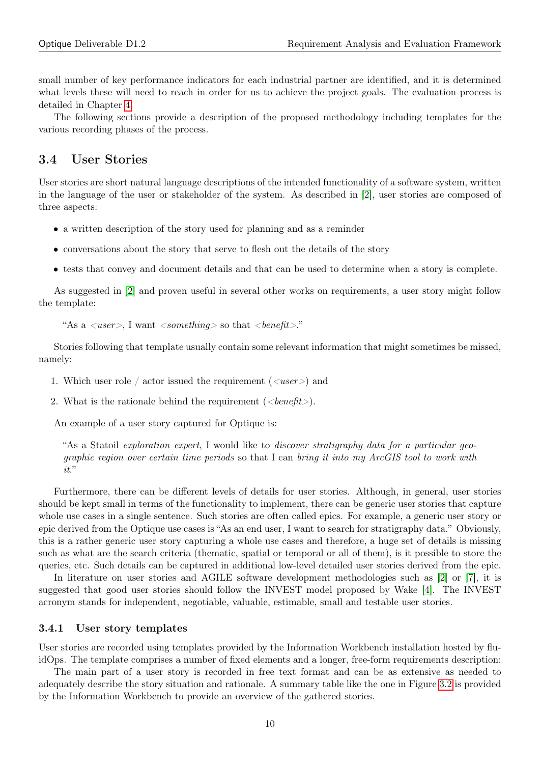small number of key performance indicators for each industrial partner are identified, and it is determined what levels these will need to reach in order for us to achieve the project goals. The evaluation process is detailed in Chapter 4.

The following sections provide a description of the proposed methodology including templates for the various recording phases of the process.

## 3.4 User Stories

User stories are short natural language descriptions of the intended functionality of a software system, written in the language of the user or stakeholder of the system. As described in [2], user stories are composed of three aspects:

- a written description of the story used for planning and as a reminder
- conversations about the story that serve to flesh out the details of the story
- tests that convey and document details and that can be used to determine when a story is complete.

As suggested in [2] and proven useful in several other works on requirements, a user story might follow the template:

> "As a <*user*>, I want <*something*> so that <*benefit*>."

Stories following that template usually contain some relevant information that might sometimes be missed, namely:

1. Which user role / actor issued the requirement (<*user*>) and
2. What is the rationale behind the requirement (<*benefit*>).

An example of a user story captured for Optique is:

> "As a Statoil *exploration expert*, I would like to *discover stratigraphy data for a particular geographic region over certain time periods* so that I can *bring it into my ArcGIS tool to work with it*."

Furthermore, there can be different levels of details for user stories. Although, in general, user stories should be kept small in terms of the functionality to implement, there can be generic user stories that capture whole use cases in a single sentence. Such stories are often called epics. For example, a generic user story or epic derived from the Optique use cases is "As an end user, I want to search for stratigraphy data." Obviously, this is a rather generic user story capturing a whole use cases and therefore, a huge set of details is missing such as what are the search criteria (thematic, spatial or temporal or all of them), is it possible to store the queries, etc. Such details can be captured in additional low-level detailed user stories derived from the epic.

In literature on user stories and AGILE software development methodologies such as [2] or [7], it is suggested that good user stories should follow the INVEST model proposed by Wake [4]. The INVEST acronym stands for independent, negotiable, valuable, estimable, small and testable user stories.

### 3.4.1 User story templates

User stories are recorded using templates provided by the Information Workbench installation hosted by fluidOps. The template comprises a number of fixed elements and a longer, free-form requirements description:

The main part of a user story is recorded in free text format and can be as extensive as needed to adequately describe the story situation and rationale. A summary table like the one in Figure 3.2 is provided by the Information Workbench to provide an overview of the gathered stories.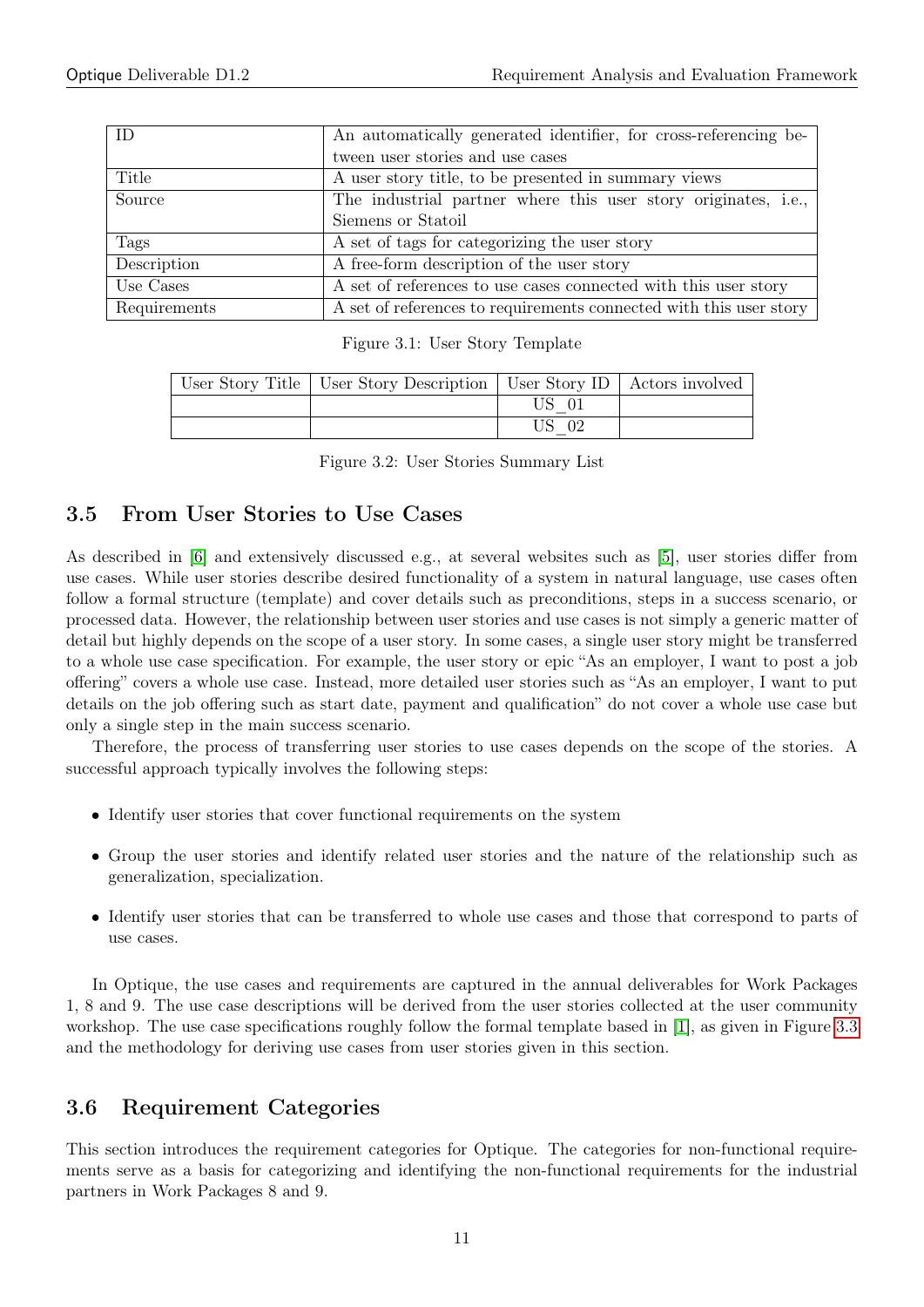| ID | An automatically generated identifier, for cross-referencing between user stories and use cases |
|---|---|
| Title | A user story title, to be presented in summary views |
| Source | The industrial partner where this user story originates, i.e., Siemens or Statoil |
| Tags | A set of tags for categorizing the user story |
| Description | A free-form description of the user story |
| Use Cases | A set of references to use cases connected with this user story |
| Requirements | A set of references to requirements connected with this user story |

Figure 3.1: User Story Template

| User Story Title | User Story Description | User Story ID | Actors involved |
|---|---|---|---|
| | | US_01 | |
| | | US_02 | |

Figure 3.2: User Stories Summary List

## 3.5 From User Stories to Use Cases

As described in [6] and extensively discussed e.g., at several websites such as [5], user stories differ from use cases. While user stories describe desired functionality of a system in natural language, use cases often follow a formal structure (template) and cover details such as preconditions, steps in a success scenario, or processed data. However, the relationship between user stories and use cases is not simply a generic matter of detail but highly depends on the scope of a user story. In some cases, a single user story might be transferred to a whole use case specification. For example, the user story or epic "As an employer, I want to post a job offering" covers a whole use case. Instead, more detailed user stories such as "As an employer, I want to put details on the job offering such as start date, payment and qualification" do not cover a whole use case but only a single step in the main success scenario.

Therefore, the process of transferring user stories to use cases depends on the scope of the stories. A successful approach typically involves the following steps:

- Identify user stories that cover functional requirements on the system
- Group the user stories and identify related user stories and the nature of the relationship such as generalization, specialization.
- Identify user stories that can be transferred to whole use cases and those that correspond to parts of use cases.

In Optique, the use cases and requirements are captured in the annual deliverables for Work Packages 1, 8 and 9. The use case descriptions will be derived from the user stories collected at the user community workshop. The use case specifications roughly follow the formal template based in [1], as given in Figure 3.3 and the methodology for deriving use cases from user stories given in this section.

## 3.6 Requirement Categories

This section introduces the requirement categories for Optique. The categories for non-functional requirements serve as a basis for categorizing and identifying the non-functional requirements for the industrial partners in Work Packages 8 and 9.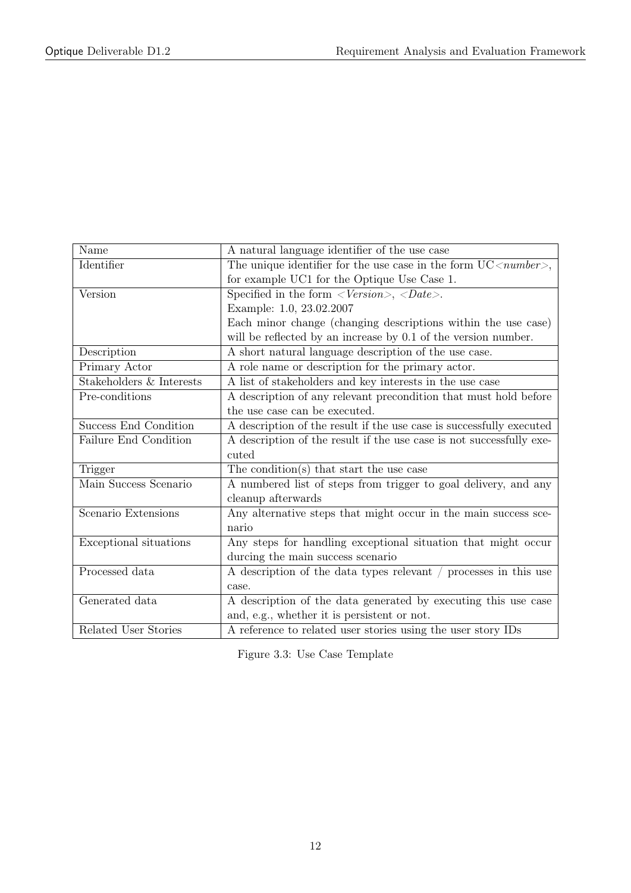| Name | A natural language identifier of the use case |
| --- | --- |
| Identifier | The unique identifier for the use case in the form UC<*number*>, for example UC1 for the Optique Use Case 1. |
| Version | Specified in the form <*Version*>, <*Date*>. Example: 1.0, 23.02.2007 Each minor change (changing descriptions within the use case) will be reflected by an increase by 0.1 of the version number. |
| Description | A short natural language description of the use case. |
| Primary Actor | A role name or description for the primary actor. |
| Stakeholders & Interests | A list of stakeholders and key interests in the use case |
| Pre-conditions | A description of any relevant precondition that must hold before the use case can be executed. |
| Success End Condition | A description of the result if the use case is successfully executed |
| Failure End Condition | A description of the result if the use case is not successfully executed |
| Trigger | The condition(s) that start the use case |
| Main Success Scenario | A numbered list of steps from trigger to goal delivery, and any cleanup afterwards |
| Scenario Extensions | Any alternative steps that might occur in the main success scenario |
| Exceptional situations | Any steps for handling exceptional situation that might occur durcing the main success scenario |
| Processed data | A description of the data types relevant / processes in this use case. |
| Generated data | A description of the data generated by executing this use case and, e.g., whether it is persistent or not. |
| Related User Stories | A reference to related user stories using the user story IDs |

Figure 3.3: Use Case Template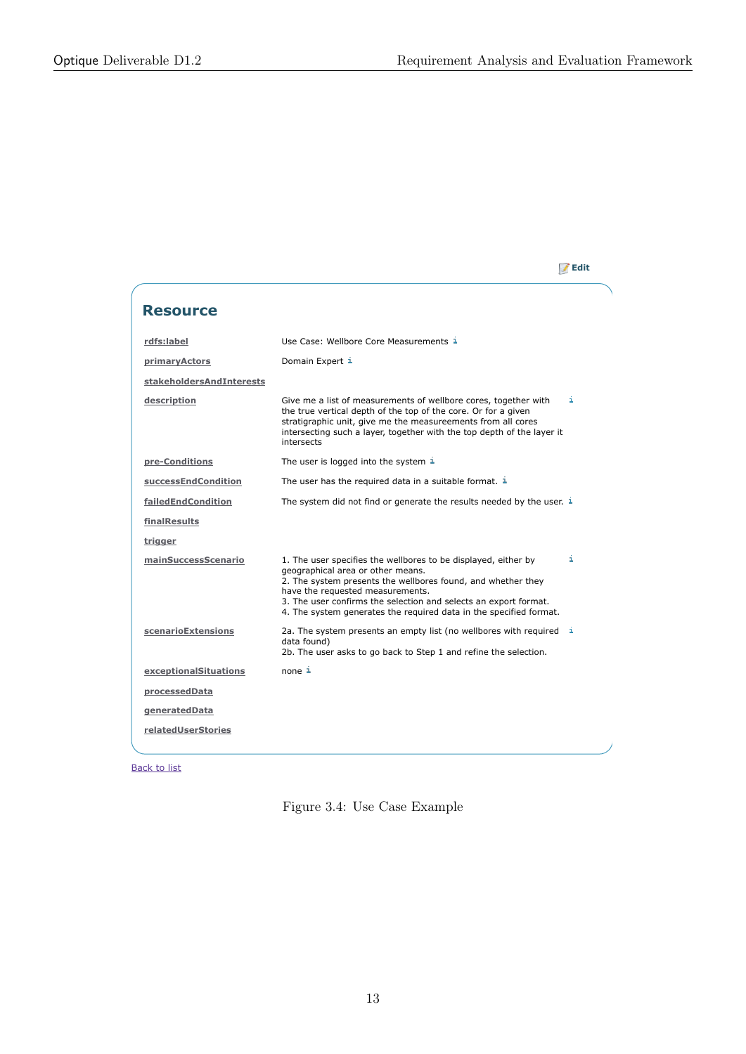Edit

## Resource

| | |
|---|---|
| rdfs:label | Use Case: Wellbore Core Measurements |
| primaryActors | Domain Expert |
| stakeholdersAndInterests | |
| description | Give me a list of measurements of wellbore cores, together with the true vertical depth of the top of the core. Or for a given stratigraphic unit, give me the measureements from all cores intersecting such a layer, together with the top depth of the layer it intersects |
| pre-Conditions | The user is logged into the system |
| successEndCondition | The user has the required data in a suitable format. |
| failedEndCondition | The system did not find or generate the results needed by the user. |
| finalResults | |
| trigger | |
| mainSuccessScenario | 1. The user specifies the wellbores to be displayed, either by geographical area or other means.<br>2. The system presents the wellbores found, and whether they have the requested measurements.<br>3. The user confirms the selection and selects an export format.<br>4. The system generates the required data in the specified format. |
| scenarioExtensions | 2a. The system presents an empty list (no wellbores with required data found)<br>2b. The user asks to go back to Step 1 and refine the selection. |
| exceptionalSituations | none |
| processedData | |
| generatedData | |
| relatedUserStories | |

Back to list

Figure 3.4: Use Case Example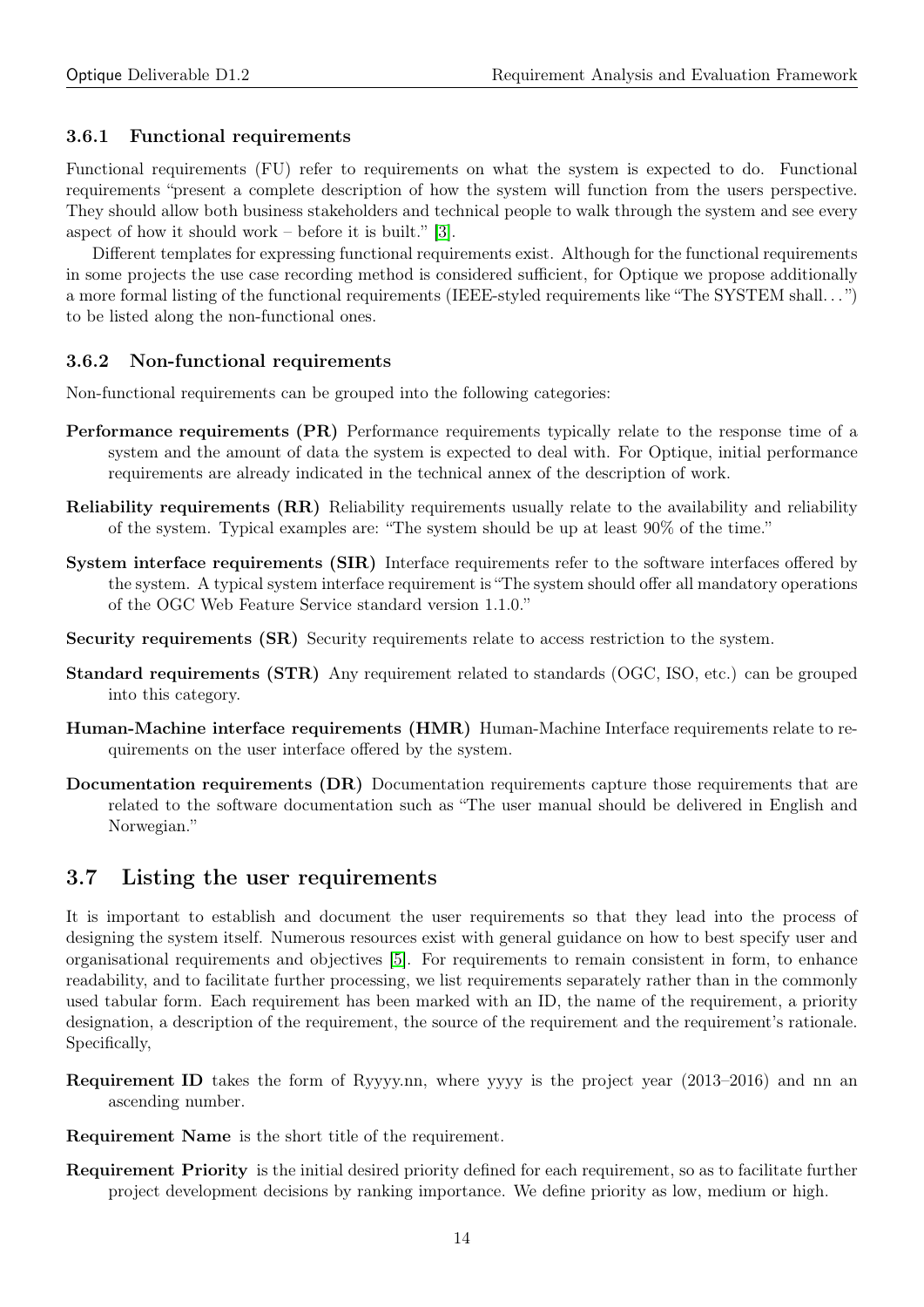### 3.6.1 Functional requirements

Functional requirements (FU) refer to requirements on what the system is expected to do. Functional requirements "present a complete description of how the system will function from the users perspective. They should allow both business stakeholders and technical people to walk through the system and see every aspect of how it should work – before it is built." [3].

Different templates for expressing functional requirements exist. Although for the functional requirements in some projects the use case recording method is considered sufficient, for Optique we propose additionally a more formal listing of the functional requirements (IEEE-styled requirements like "The SYSTEM shall. . . ") to be listed along the non-functional ones.

### 3.6.2 Non-functional requirements

Non-functional requirements can be grouped into the following categories:

**Performance requirements (PR)** Performance requirements typically relate to the response time of a system and the amount of data the system is expected to deal with. For Optique, initial performance requirements are already indicated in the technical annex of the description of work.

**Reliability requirements (RR)** Reliability requirements usually relate to the availability and reliability of the system. Typical examples are: "The system should be up at least 90% of the time."

**System interface requirements (SIR)** Interface requirements refer to the software interfaces offered by the system. A typical system interface requirement is "The system should offer all mandatory operations of the OGC Web Feature Service standard version 1.1.0."

**Security requirements (SR)** Security requirements relate to access restriction to the system.

**Standard requirements (STR)** Any requirement related to standards (OGC, ISO, etc.) can be grouped into this category.

**Human-Machine interface requirements (HMR)** Human-Machine Interface requirements relate to requirements on the user interface offered by the system.

**Documentation requirements (DR)** Documentation requirements capture those requirements that are related to the software documentation such as "The user manual should be delivered in English and Norwegian."

## 3.7 Listing the user requirements

It is important to establish and document the user requirements so that they lead into the process of designing the system itself. Numerous resources exist with general guidance on how to best specify user and organisational requirements and objectives [5]. For requirements to remain consistent in form, to enhance readability, and to facilitate further processing, we list requirements separately rather than in the commonly used tabular form. Each requirement has been marked with an ID, the name of the requirement, a priority designation, a description of the requirement, the source of the requirement and the requirement's rationale. Specifically,

**Requirement ID** takes the form of Ryyyy.nn, where yyyy is the project year (2013–2016) and nn an ascending number.

**Requirement Name** is the short title of the requirement.

**Requirement Priority** is the initial desired priority defined for each requirement, so as to facilitate further project development decisions by ranking importance. We define priority as low, medium or high.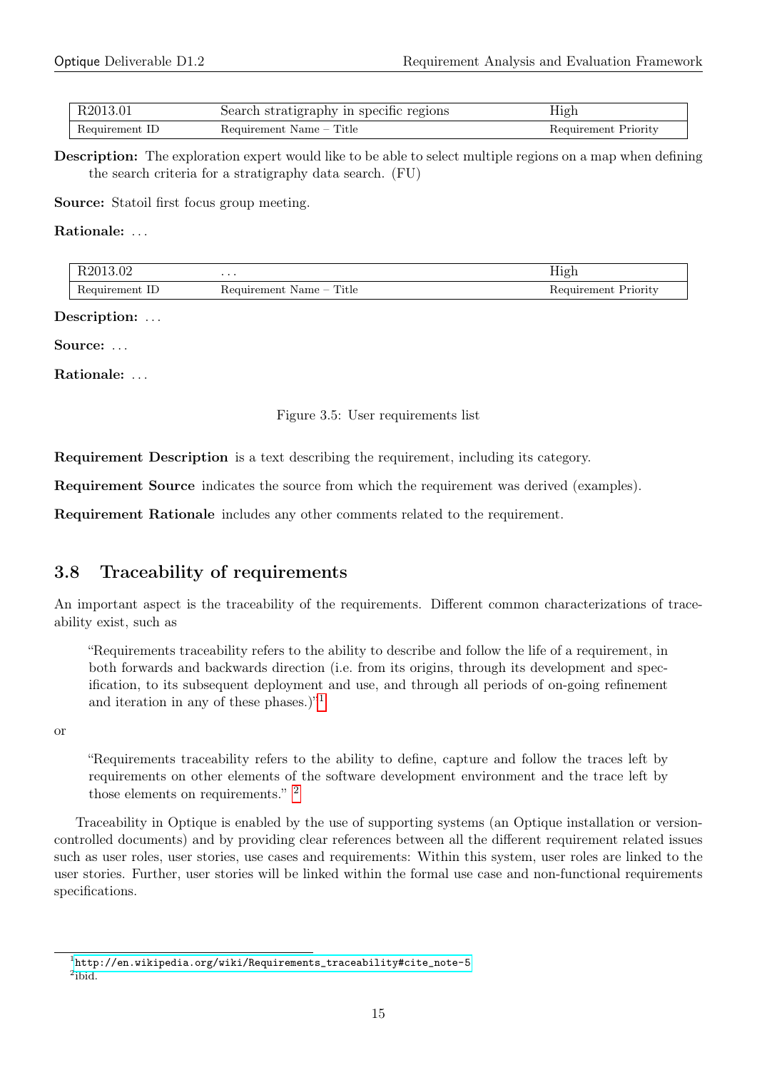| R2013.01 | Search stratigraphy in specific regions | High |
|---|---|---|
| Requirement ID | Requirement Name – Title | Requirement Priority |

**Description:** The exploration expert would like to be able to select multiple regions on a map when defining the search criteria for a stratigraphy data search. (FU)

**Source:** Statoil first focus group meeting.

**Rationale:** ...

| R2013.02 | ... | High |
|---|---|---|
| Requirement ID | Requirement Name – Title | Requirement Priority |

**Description:** ...

**Source:** ...

**Rationale:** ...

Figure 3.5: User requirements list

**Requirement Description** is a text describing the requirement, including its category.

**Requirement Source** indicates the source from which the requirement was derived (examples).

**Requirement Rationale** includes any other comments related to the requirement.

## 3.8 Traceability of requirements

An important aspect is the traceability of the requirements. Different common characterizations of traceability exist, such as

> "Requirements traceability refers to the ability to describe and follow the life of a requirement, in both forwards and backwards direction (i.e. from its origins, through its development and specification, to its subsequent deployment and use, and through all periods of on-going refinement and iteration in any of these phases.)"[1]

or

> "Requirements traceability refers to the ability to define, capture and follow the traces left by requirements on other elements of the software development environment and the trace left by those elements on requirements." [2]

Traceability in Optique is enabled by the use of supporting systems (an Optique installation or version-controlled documents) and by providing clear references between all the different requirement related issues such as user roles, user stories, use cases and requirements: Within this system, user roles are linked to the user stories. Further, user stories will be linked within the formal use case and non-functional requirements specifications.

[1] http://en.wikipedia.org/wiki/Requirements_traceability#cite_note-5
[2] ibid.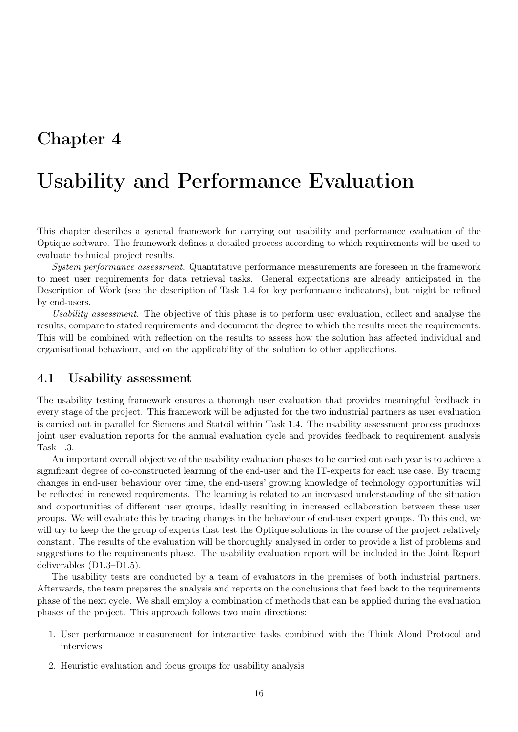# Chapter 4

# Usability and Performance Evaluation

This chapter describes a general framework for carrying out usability and performance evaluation of the Optique software. The framework defines a detailed process according to which requirements will be used to evaluate technical project results.

*System performance assessment.* Quantitative performance measurements are foreseen in the framework to meet user requirements for data retrieval tasks. General expectations are already anticipated in the Description of Work (see the description of Task 1.4 for key performance indicators), but might be refined by end-users.

*Usability assessment.* The objective of this phase is to perform user evaluation, collect and analyse the results, compare to stated requirements and document the degree to which the results meet the requirements. This will be combined with reflection on the results to assess how the solution has affected individual and organisational behaviour, and on the applicability of the solution to other applications.

## 4.1 Usability assessment

The usability testing framework ensures a thorough user evaluation that provides meaningful feedback in every stage of the project. This framework will be adjusted for the two industrial partners as user evaluation is carried out in parallel for Siemens and Statoil within Task 1.4. The usability assessment process produces joint user evaluation reports for the annual evaluation cycle and provides feedback to requirement analysis Task 1.3.

An important overall objective of the usability evaluation phases to be carried out each year is to achieve a significant degree of co-constructed learning of the end-user and the IT-experts for each use case. By tracing changes in end-user behaviour over time, the end-users' growing knowledge of technology opportunities will be reflected in renewed requirements. The learning is related to an increased understanding of the situation and opportunities of different user groups, ideally resulting in increased collaboration between these user groups. We will evaluate this by tracing changes in the behaviour of end-user expert groups. To this end, we will try to keep the the group of experts that test the Optique solutions in the course of the project relatively constant. The results of the evaluation will be thoroughly analysed in order to provide a list of problems and suggestions to the requirements phase. The usability evaluation report will be included in the Joint Report deliverables (D1.3–D1.5).

The usability tests are conducted by a team of evaluators in the premises of both industrial partners. Afterwards, the team prepares the analysis and reports on the conclusions that feed back to the requirements phase of the next cycle. We shall employ a combination of methods that can be applied during the evaluation phases of the project. This approach follows two main directions:

1. User performance measurement for interactive tasks combined with the Think Aloud Protocol and interviews
2. Heuristic evaluation and focus groups for usability analysis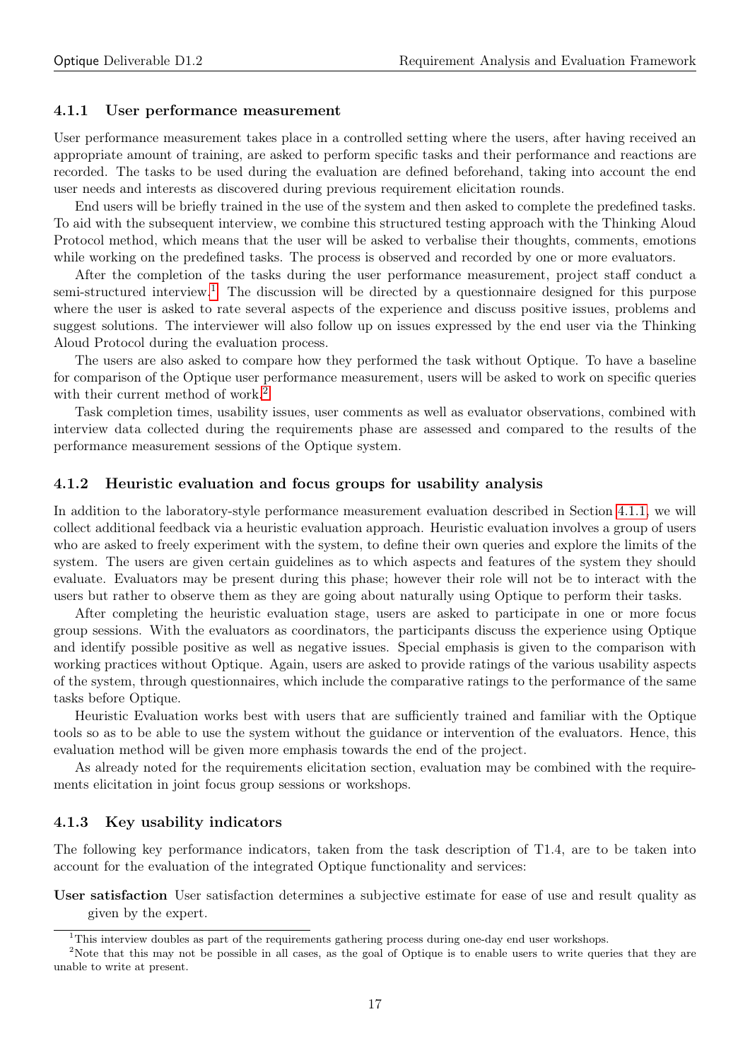### 4.1.1 User performance measurement

User performance measurement takes place in a controlled setting where the users, after having received an appropriate amount of training, are asked to perform specific tasks and their performance and reactions are recorded. The tasks to be used during the evaluation are defined beforehand, taking into account the end user needs and interests as discovered during previous requirement elicitation rounds.

End users will be briefly trained in the use of the system and then asked to complete the predefined tasks. To aid with the subsequent interview, we combine this structured testing approach with the Thinking Aloud Protocol method, which means that the user will be asked to verbalise their thoughts, comments, emotions while working on the predefined tasks. The process is observed and recorded by one or more evaluators.

After the completion of the tasks during the user performance measurement, project staff conduct a semi-structured interview.[1] The discussion will be directed by a questionnaire designed for this purpose where the user is asked to rate several aspects of the experience and discuss positive issues, problems and suggest solutions. The interviewer will also follow up on issues expressed by the end user via the Thinking Aloud Protocol during the evaluation process.

The users are also asked to compare how they performed the task without Optique. To have a baseline for comparison of the Optique user performance measurement, users will be asked to work on specific queries with their current method of work.[2]

Task completion times, usability issues, user comments as well as evaluator observations, combined with interview data collected during the requirements phase are assessed and compared to the results of the performance measurement sessions of the Optique system.

### 4.1.2 Heuristic evaluation and focus groups for usability analysis

In addition to the laboratory-style performance measurement evaluation described in Section 4.1.1, we will collect additional feedback via a heuristic evaluation approach. Heuristic evaluation involves a group of users who are asked to freely experiment with the system, to define their own queries and explore the limits of the system. The users are given certain guidelines as to which aspects and features of the system they should evaluate. Evaluators may be present during this phase; however their role will not be to interact with the users but rather to observe them as they are going about naturally using Optique to perform their tasks.

After completing the heuristic evaluation stage, users are asked to participate in one or more focus group sessions. With the evaluators as coordinators, the participants discuss the experience using Optique and identify possible positive as well as negative issues. Special emphasis is given to the comparison with working practices without Optique. Again, users are asked to provide ratings of the various usability aspects of the system, through questionnaires, which include the comparative ratings to the performance of the same tasks before Optique.

Heuristic Evaluation works best with users that are sufficiently trained and familiar with the Optique tools so as to be able to use the system without the guidance or intervention of the evaluators. Hence, this evaluation method will be given more emphasis towards the end of the project.

As already noted for the requirements elicitation section, evaluation may be combined with the requirements elicitation in joint focus group sessions or workshops.

### 4.1.3 Key usability indicators

The following key performance indicators, taken from the task description of T1.4, are to be taken into account for the evaluation of the integrated Optique functionality and services:

**User satisfaction** User satisfaction determines a subjective estimate for ease of use and result quality as given by the expert.

---

[1] This interview doubles as part of the requirements gathering process during one-day end user workshops.

[2] Note that this may not be possible in all cases, as the goal of Optique is to enable users to write queries that they are unable to write at present.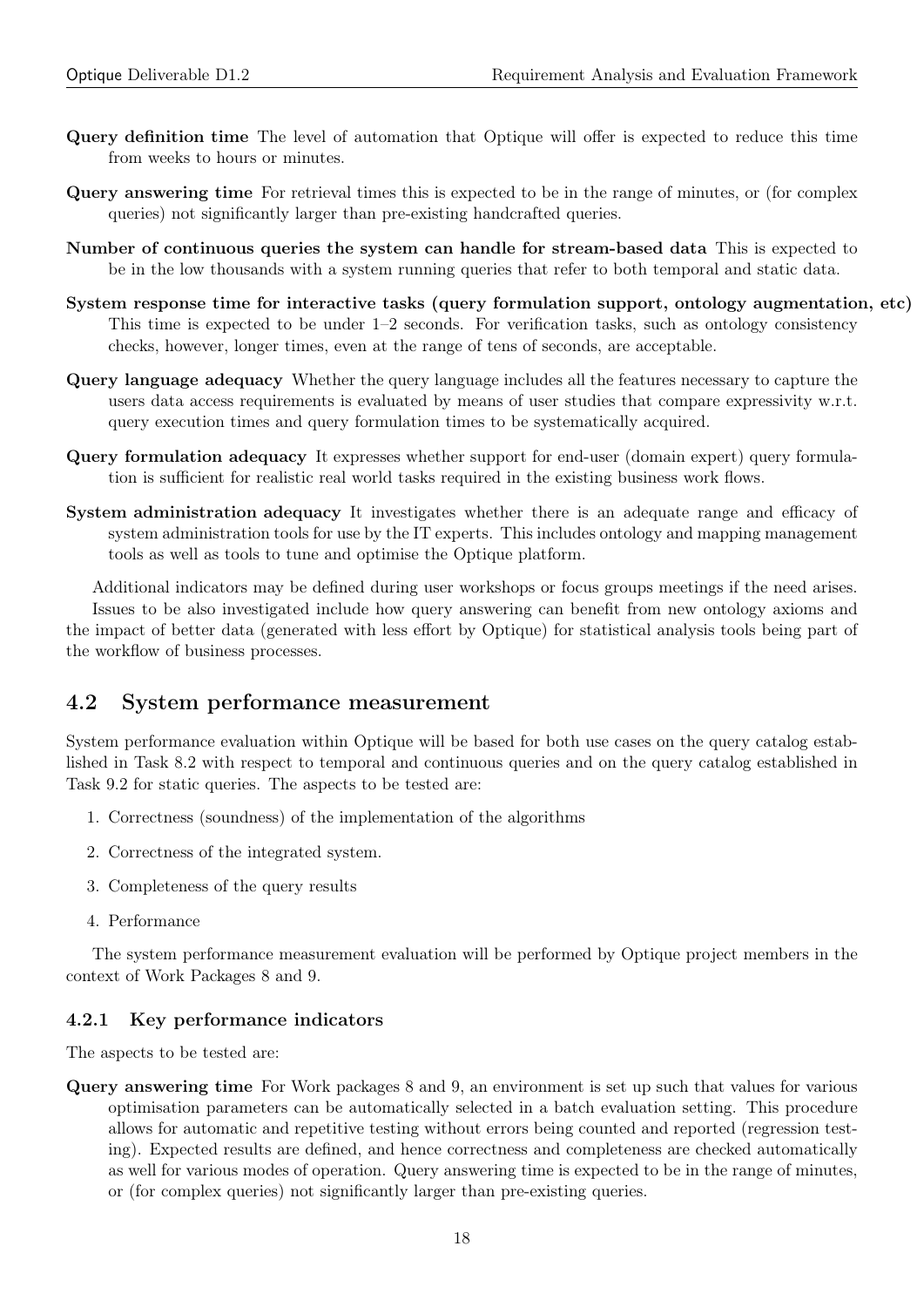**Query definition time** The level of automation that Optique will offer is expected to reduce this time from weeks to hours or minutes.

**Query answering time** For retrieval times this is expected to be in the range of minutes, or (for complex queries) not significantly larger than pre-existing handcrafted queries.

**Number of continuous queries the system can handle for stream-based data** This is expected to be in the low thousands with a system running queries that refer to both temporal and static data.

**System response time for interactive tasks (query formulation support, ontology augmentation, etc)** This time is expected to be under 1–2 seconds. For verification tasks, such as ontology consistency checks, however, longer times, even at the range of tens of seconds, are acceptable.

**Query language adequacy** Whether the query language includes all the features necessary to capture the users data access requirements is evaluated by means of user studies that compare expressivity w.r.t. query execution times and query formulation times to be systematically acquired.

**Query formulation adequacy** It expresses whether support for end-user (domain expert) query formulation is sufficient for realistic real world tasks required in the existing business work flows.

**System administration adequacy** It investigates whether there is an adequate range and efficacy of system administration tools for use by the IT experts. This includes ontology and mapping management tools as well as tools to tune and optimise the Optique platform.

Additional indicators may be defined during user workshops or focus groups meetings if the need arises.

Issues to be also investigated include how query answering can benefit from new ontology axioms and the impact of better data (generated with less effort by Optique) for statistical analysis tools being part of the workflow of business processes.

## 4.2 System performance measurement

System performance evaluation within Optique will be based for both use cases on the query catalog established in Task 8.2 with respect to temporal and continuous queries and on the query catalog established in Task 9.2 for static queries. The aspects to be tested are:

1. Correctness (soundness) of the implementation of the algorithms
2. Correctness of the integrated system.
3. Completeness of the query results
4. Performance

The system performance measurement evaluation will be performed by Optique project members in the context of Work Packages 8 and 9.

### 4.2.1 Key performance indicators

The aspects to be tested are:

**Query answering time** For Work packages 8 and 9, an environment is set up such that values for various optimisation parameters can be automatically selected in a batch evaluation setting. This procedure allows for automatic and repetitive testing without errors being counted and reported (regression testing). Expected results are defined, and hence correctness and completeness are checked automatically as well for various modes of operation. Query answering time is expected to be in the range of minutes, or (for complex queries) not significantly larger than pre-existing queries.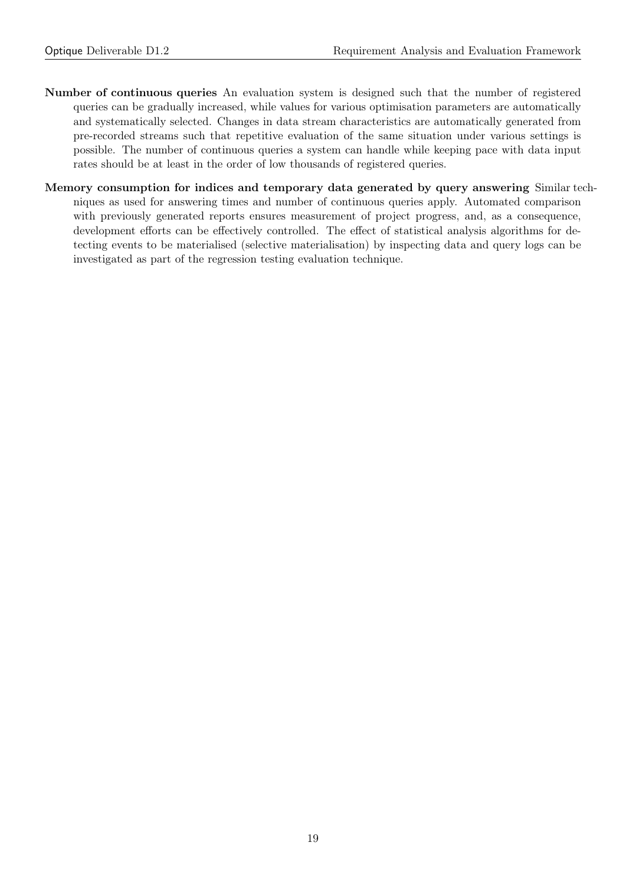**Number of continuous queries** An evaluation system is designed such that the number of registered queries can be gradually increased, while values for various optimisation parameters are automatically and systematically selected. Changes in data stream characteristics are automatically generated from pre-recorded streams such that repetitive evaluation of the same situation under various settings is possible. The number of continuous queries a system can handle while keeping pace with data input rates should be at least in the order of low thousands of registered queries.

**Memory consumption for indices and temporary data generated by query answering** Similar techniques as used for answering times and number of continuous queries apply. Automated comparison with previously generated reports ensures measurement of project progress, and, as a consequence, development efforts can be effectively controlled. The effect of statistical analysis algorithms for detecting events to be materialised (selective materialisation) by inspecting data and query logs can be investigated as part of the regression testing evaluation technique.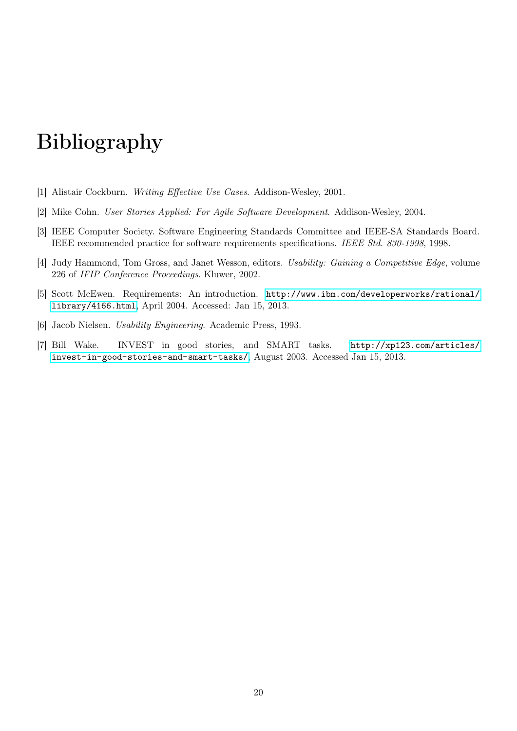# Bibliography

[1] Alistair Cockburn. *Writing Effective Use Cases*. Addison-Wesley, 2001.

[2] Mike Cohn. *User Stories Applied: For Agile Software Development*. Addison-Wesley, 2004.

[3] IEEE Computer Society. Software Engineering Standards Committee and IEEE-SA Standards Board. IEEE recommended practice for software requirements specifications. *IEEE Std. 830-1998*, 1998.

[4] Judy Hammond, Tom Gross, and Janet Wesson, editors. *Usability: Gaining a Competitive Edge*, volume 226 of *IFIP Conference Proceedings*. Kluwer, 2002.

[5] Scott McEwen. Requirements: An introduction. `http://www.ibm.com/developerworks/rational/library/4166.html`, April 2004. Accessed: Jan 15, 2013.

[6] Jacob Nielsen. *Usability Engineering*. Academic Press, 1993.

[7] Bill Wake. INVEST in good stories, and SMART tasks. `http://xp123.com/articles/invest-in-good-stories-and-smart-tasks/`, August 2003. Accessed Jan 15, 2013.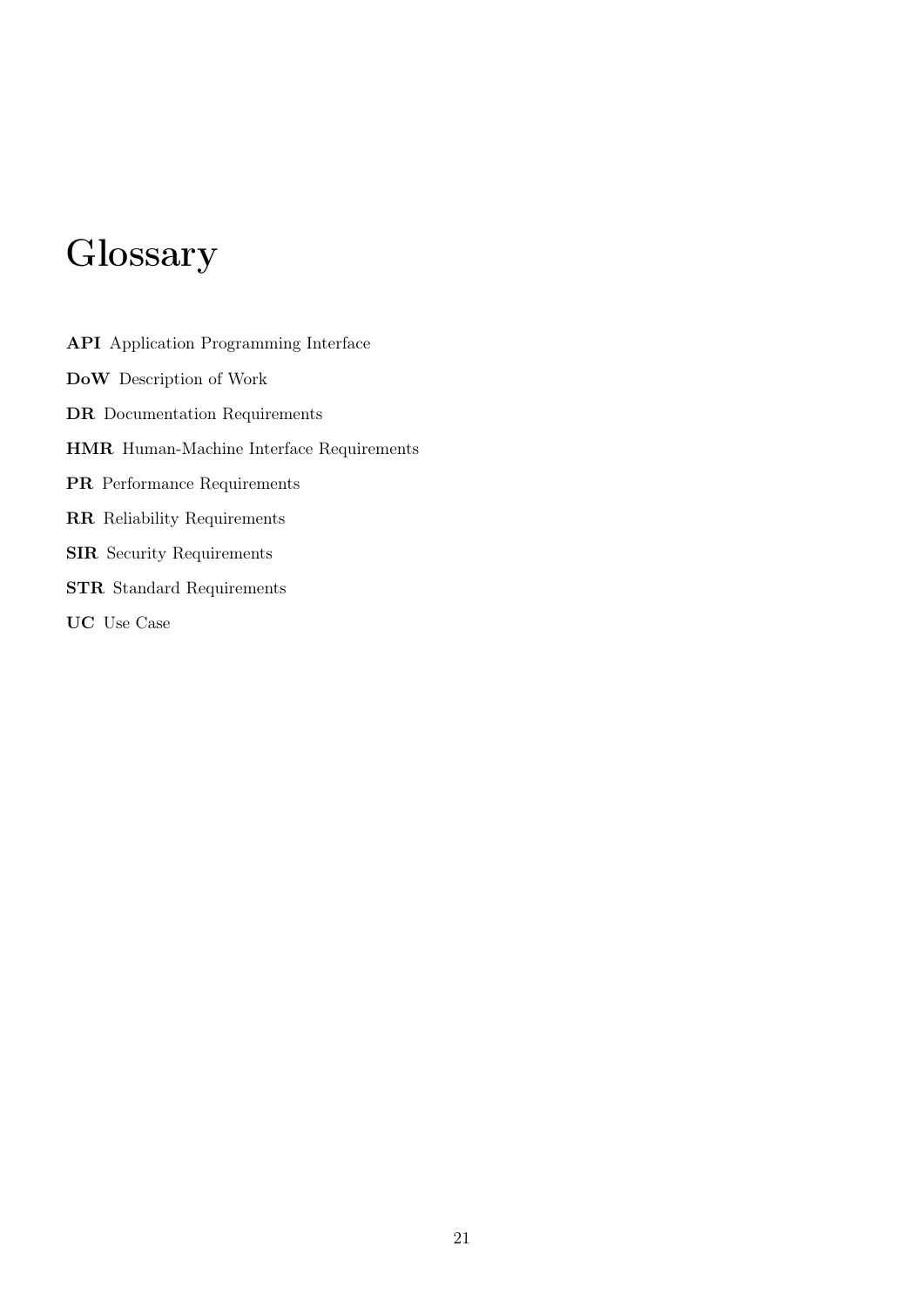# Glossary

**API** Application Programming Interface

**DoW** Description of Work

**DR** Documentation Requirements

**HMR** Human-Machine Interface Requirements

**PR** Performance Requirements

**RR** Reliability Requirements

**SIR** Security Requirements

**STR** Standard Requirements

**UC** Use Case